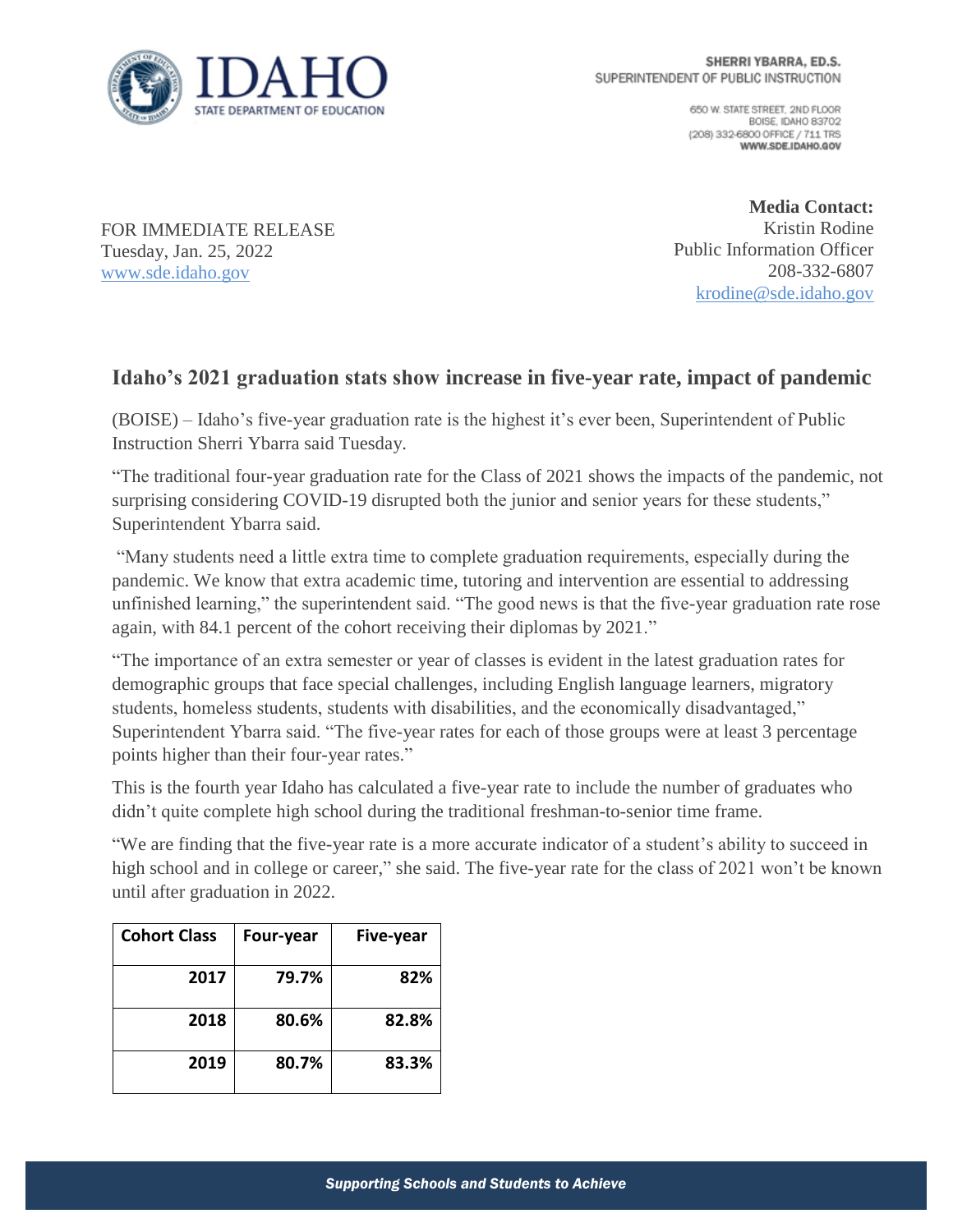SHERRI YBARRA, ED.S.
SUPERINTENDENT OF PUBLIC INSTRUCTION

650 W. STATE STREET, 2ND FLOOR
BOISE, IDAHO 83702
(208) 332-6800 OFFICE / 711 TRS
WWW.SDE.IDAHO.GOV

FOR IMMEDIATE RELEASE
Tuesday, Jan. 25, 2022
www.sde.idaho.gov

**Media Contact:**
Kristin Rodine
Public Information Officer
208-332-6807
krodine@sde.idaho.gov

## Idaho's 2021 graduation stats show increase in five-year rate, impact of pandemic

(BOISE) – Idaho's five-year graduation rate is the highest it's ever been, Superintendent of Public Instruction Sherri Ybarra said Tuesday.

"The traditional four-year graduation rate for the Class of 2021 shows the impacts of the pandemic, not surprising considering COVID-19 disrupted both the junior and senior years for these students," Superintendent Ybarra said.

"Many students need a little extra time to complete graduation requirements, especially during the pandemic. We know that extra academic time, tutoring and intervention are essential to addressing unfinished learning," the superintendent said. "The good news is that the five-year graduation rate rose again, with 84.1 percent of the cohort receiving their diplomas by 2021."

"The importance of an extra semester or year of classes is evident in the latest graduation rates for demographic groups that face special challenges, including English language learners, migratory students, homeless students, students with disabilities, and the economically disadvantaged," Superintendent Ybarra said. "The five-year rates for each of those groups were at least 3 percentage points higher than their four-year rates."

This is the fourth year Idaho has calculated a five-year rate to include the number of graduates who didn't quite complete high school during the traditional freshman-to-senior time frame.

"We are finding that the five-year rate is a more accurate indicator of a student's ability to succeed in high school and in college or career," she said. The five-year rate for the class of 2021 won't be known until after graduation in 2022.

| Cohort Class | Four-year | Five-year |
|---|---|---|
| 2017 | 79.7% | 82% |
| 2018 | 80.6% | 82.8% |
| 2019 | 80.7% | 83.3% |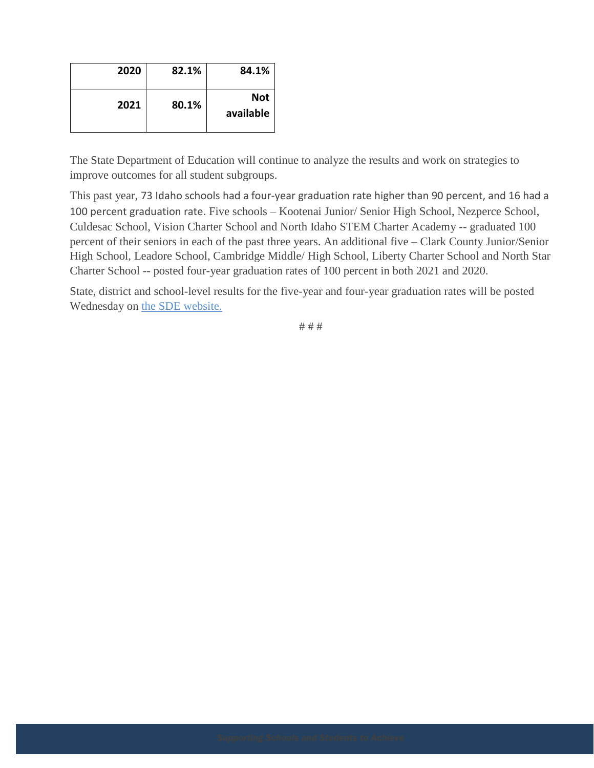| | | |
|---|---|---|
| **2020** | **82.1%** | **84.1%** |
| **2021** | **80.1%** | **Not available** |

The State Department of Education will continue to analyze the results and work on strategies to improve outcomes for all student subgroups.

This past year, 73 Idaho schools had a four-year graduation rate higher than 90 percent, and 16 had a 100 percent graduation rate. Five schools – Kootenai Junior/ Senior High School, Nezperce School, Culdesac School, Vision Charter School and North Idaho STEM Charter Academy -- graduated 100 percent of their seniors in each of the past three years. An additional five – Clark County Junior/Senior High School, Leadore School, Cambridge Middle/ High School, Liberty Charter School and North Star Charter School -- posted four-year graduation rates of 100 percent in both 2021 and 2020.

State, district and school-level results for the five-year and four-year graduation rates will be posted Wednesday on [the SDE website.]

# # #